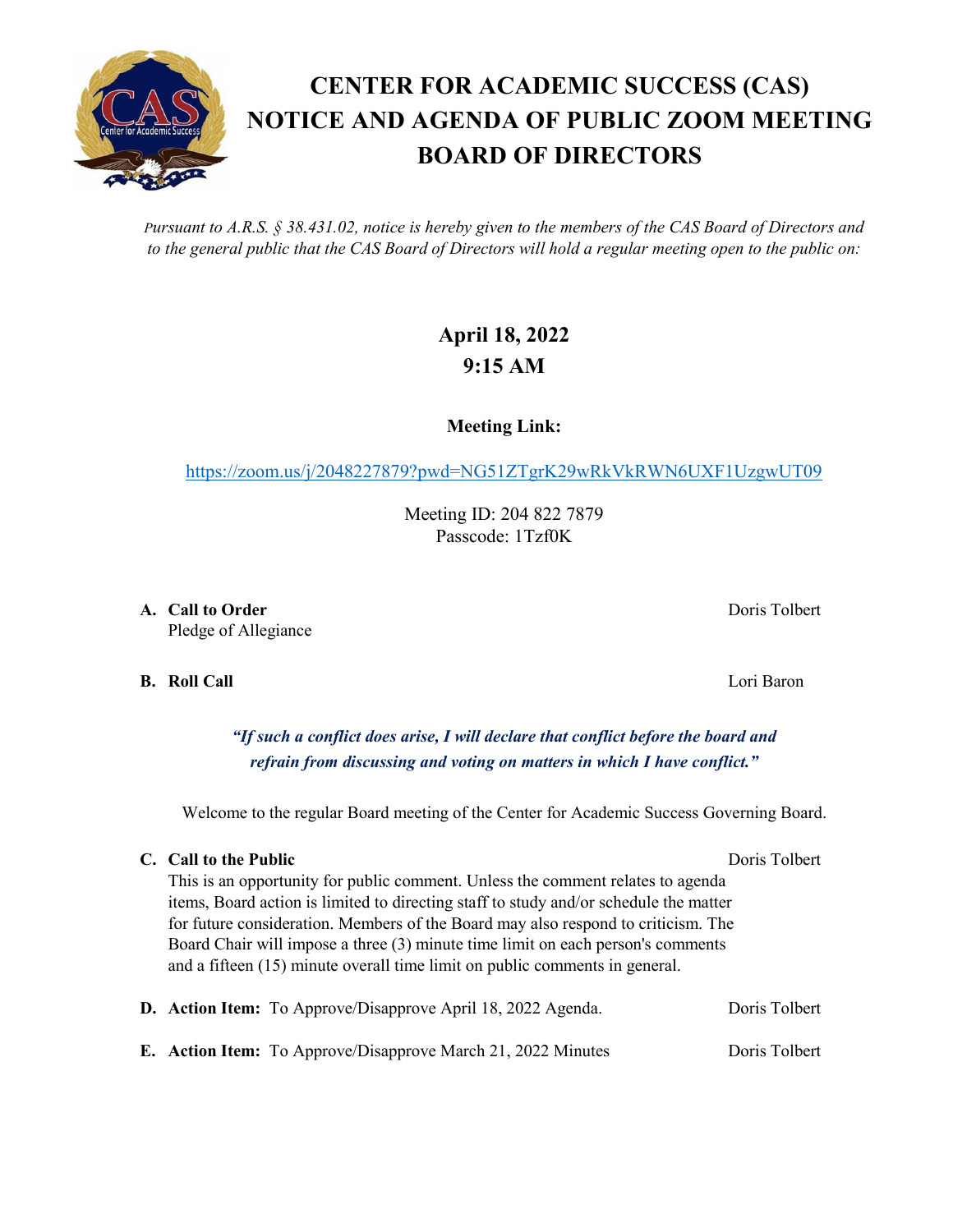# CENTER FOR ACADEMIC SUCCESS (CAS) NOTICE AND AGENDA OF PUBLIC ZOOM MEETING BOARD OF DIRECTORS

*Pursuant to A.R.S. § 38.431.02, notice is hereby given to the members of the CAS Board of Directors and to the general public that the CAS Board of Directors will hold a regular meeting open to the public on:*

**April 18, 2022**
**9:15 AM**

**Meeting Link:**

https://zoom.us/j/2048227879?pwd=NG51ZTgrK29wRkVkRWN6UXF1UzgwUT09

Meeting ID: 204 822 7879
Passcode: 1Tzf0K

**A. Call to Order** — Doris Tolbert
Pledge of Allegiance

**B. Roll Call** — Lori Baron

***"If such a conflict does arise, I will declare that conflict before the board and refrain from discussing and voting on matters in which I have conflict."***

Welcome to the regular Board meeting of the Center for Academic Success Governing Board.

**C. Call to the Public** — Doris Tolbert
This is an opportunity for public comment. Unless the comment relates to agenda items, Board action is limited to directing staff to study and/or schedule the matter for future consideration. Members of the Board may also respond to criticism. The Board Chair will impose a three (3) minute time limit on each person's comments and a fifteen (15) minute overall time limit on public comments in general.

**D. Action Item:** To Approve/Disapprove April 18, 2022 Agenda. — Doris Tolbert

**E. Action Item:** To Approve/Disapprove March 21, 2022 Minutes — Doris Tolbert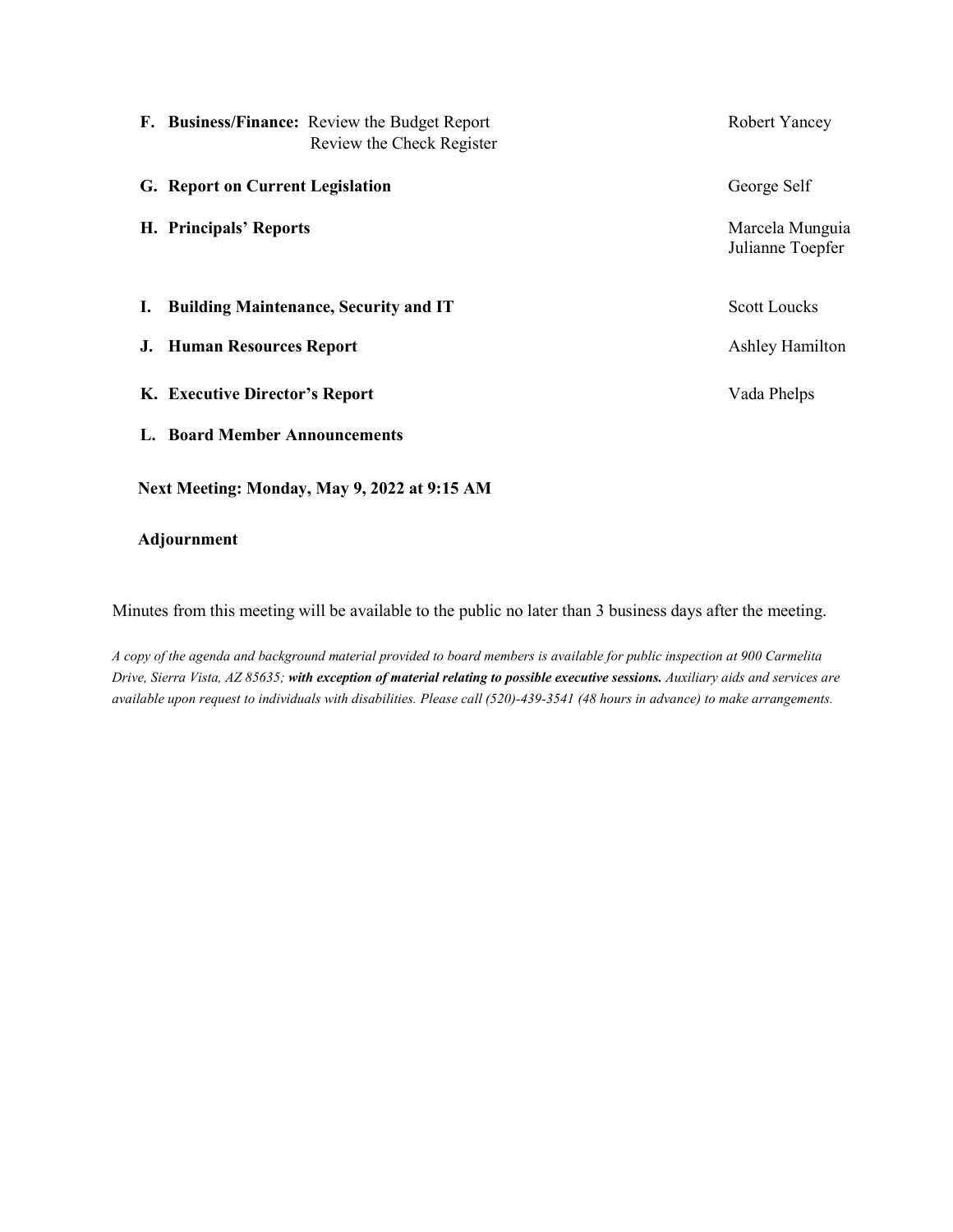**F. Business/Finance:** Review the Budget Report — Robert Yancey
Review the Check Register

**G. Report on Current Legislation** — George Self

**H. Principals' Reports** — Marcela Munguia, Julianne Toepfer

**I. Building Maintenance, Security and IT** — Scott Loucks

**J. Human Resources Report** — Ashley Hamilton

**K. Executive Director's Report** — Vada Phelps

**L. Board Member Announcements**

**Next Meeting: Monday, May 9, 2022 at 9:15 AM**

**Adjournment**

Minutes from this meeting will be available to the public no later than 3 business days after the meeting.

*A copy of the agenda and background material provided to board members is available for public inspection at 900 Carmelita Drive, Sierra Vista, AZ 85635;* ***with exception of material relating to possible executive sessions.*** *Auxiliary aids and services are available upon request to individuals with disabilities. Please call (520)-439-3541 (48 hours in advance) to make arrangements.*